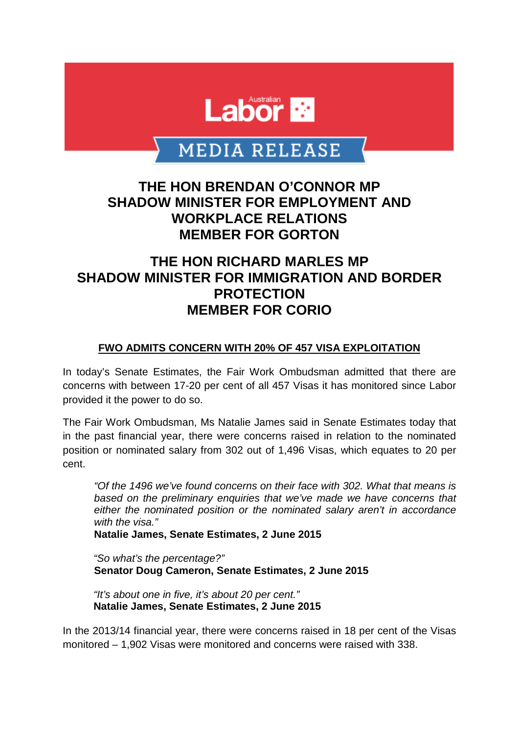Australian Labor

MEDIA RELEASE

# THE HON BRENDAN O'CONNOR MP
# SHADOW MINISTER FOR EMPLOYMENT AND WORKPLACE RELATIONS
# MEMBER FOR GORTON

# THE HON RICHARD MARLES MP
# SHADOW MINISTER FOR IMMIGRATION AND BORDER PROTECTION
# MEMBER FOR CORIO

## FWO ADMITS CONCERN WITH 20% OF 457 VISA EXPLOITATION

In today's Senate Estimates, the Fair Work Ombudsman admitted that there are concerns with between 17-20 per cent of all 457 Visas it has monitored since Labor provided it the power to do so.

The Fair Work Ombudsman, Ms Natalie James said in Senate Estimates today that in the past financial year, there were concerns raised in relation to the nominated position or nominated salary from 302 out of 1,496 Visas, which equates to 20 per cent.

> *"Of the 1496 we've found concerns on their face with 302. What that means is based on the preliminary enquiries that we've made we have concerns that either the nominated position or the nominated salary aren't in accordance with the visa."*
> **Natalie James, Senate Estimates, 2 June 2015**
>
> *"So what's the percentage?"*
> **Senator Doug Cameron, Senate Estimates, 2 June 2015**
>
> *"It's about one in five, it's about 20 per cent."*
> **Natalie James, Senate Estimates, 2 June 2015**

In the 2013/14 financial year, there were concerns raised in 18 per cent of the Visas monitored – 1,902 Visas were monitored and concerns were raised with 338.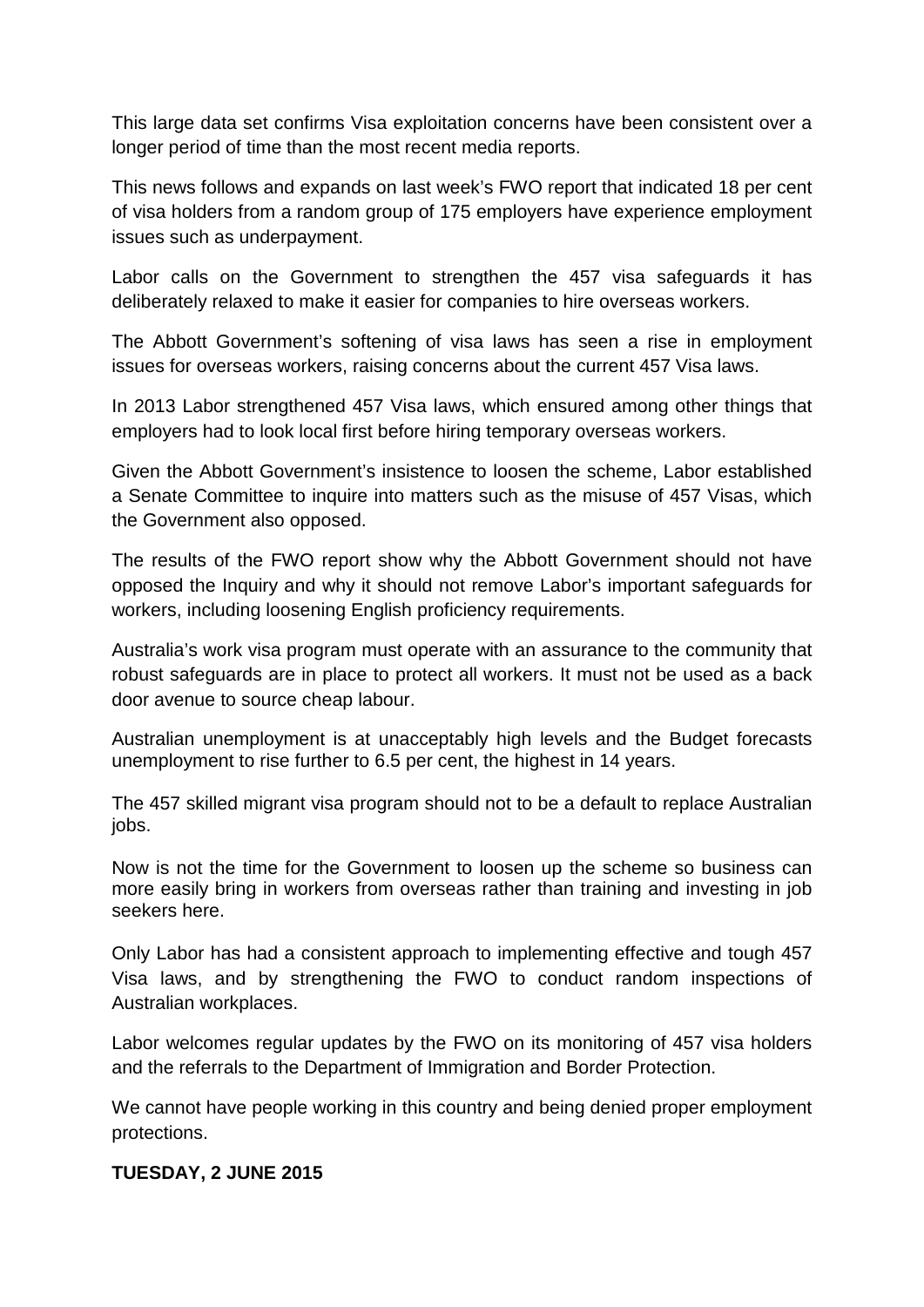This large data set confirms Visa exploitation concerns have been consistent over a longer period of time than the most recent media reports.

This news follows and expands on last week's FWO report that indicated 18 per cent of visa holders from a random group of 175 employers have experience employment issues such as underpayment.

Labor calls on the Government to strengthen the 457 visa safeguards it has deliberately relaxed to make it easier for companies to hire overseas workers.

The Abbott Government's softening of visa laws has seen a rise in employment issues for overseas workers, raising concerns about the current 457 Visa laws.

In 2013 Labor strengthened 457 Visa laws, which ensured among other things that employers had to look local first before hiring temporary overseas workers.

Given the Abbott Government's insistence to loosen the scheme, Labor established a Senate Committee to inquire into matters such as the misuse of 457 Visas, which the Government also opposed.

The results of the FWO report show why the Abbott Government should not have opposed the Inquiry and why it should not remove Labor's important safeguards for workers, including loosening English proficiency requirements.

Australia's work visa program must operate with an assurance to the community that robust safeguards are in place to protect all workers. It must not be used as a back door avenue to source cheap labour.

Australian unemployment is at unacceptably high levels and the Budget forecasts unemployment to rise further to 6.5 per cent, the highest in 14 years.

The 457 skilled migrant visa program should not to be a default to replace Australian jobs.

Now is not the time for the Government to loosen up the scheme so business can more easily bring in workers from overseas rather than training and investing in job seekers here.

Only Labor has had a consistent approach to implementing effective and tough 457 Visa laws, and by strengthening the FWO to conduct random inspections of Australian workplaces.

Labor welcomes regular updates by the FWO on its monitoring of 457 visa holders and the referrals to the Department of Immigration and Border Protection.

We cannot have people working in this country and being denied proper employment protections.

**TUESDAY, 2 JUNE 2015**